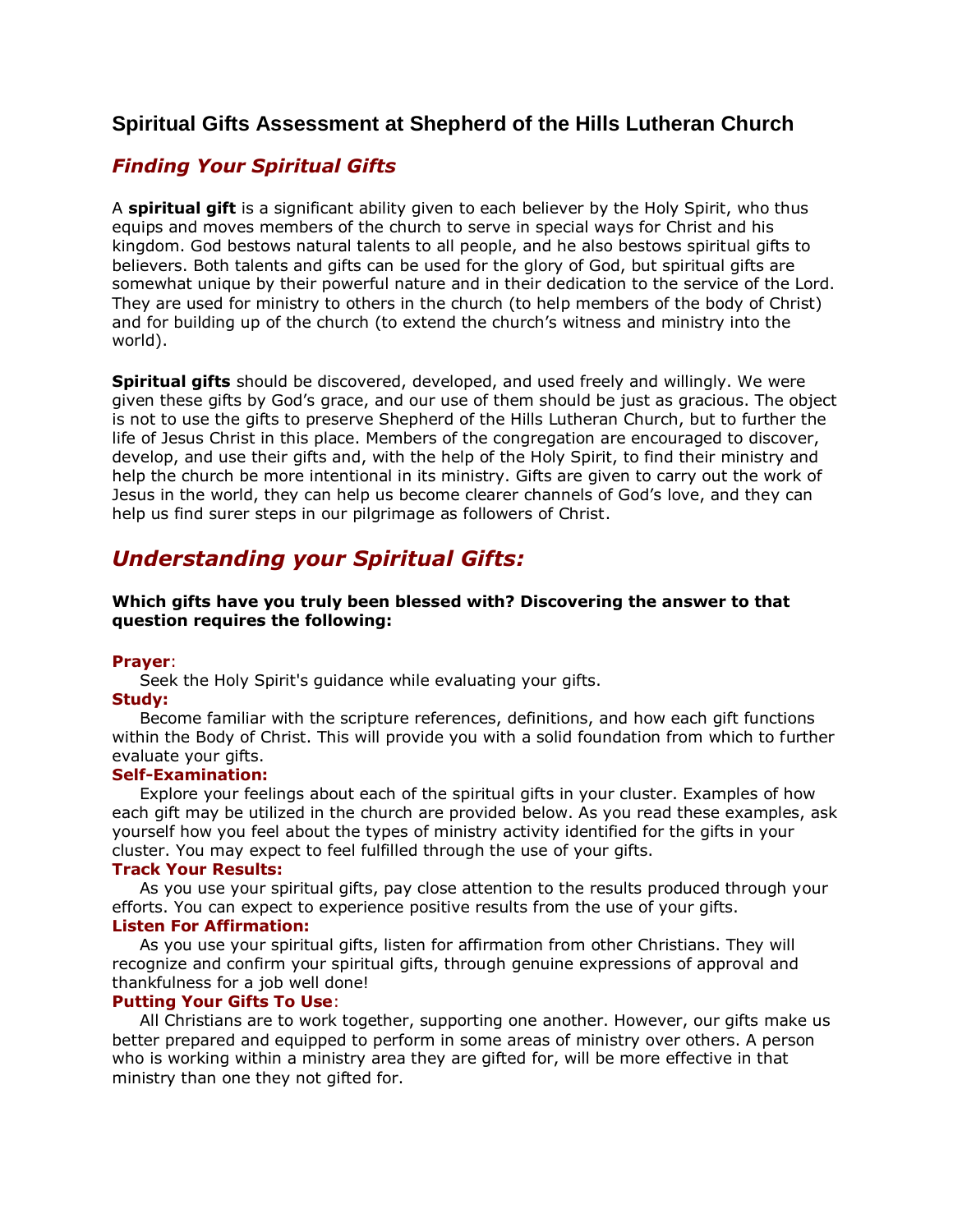# Spiritual Gifts Assessment at Shepherd of the Hills Lutheran Church

## *Finding Your Spiritual Gifts*

A **spiritual gift** is a significant ability given to each believer by the Holy Spirit, who thus equips and moves members of the church to serve in special ways for Christ and his kingdom. God bestows natural talents to all people, and he also bestows spiritual gifts to believers. Both talents and gifts can be used for the glory of God, but spiritual gifts are somewhat unique by their powerful nature and in their dedication to the service of the Lord. They are used for ministry to others in the church (to help members of the body of Christ) and for building up of the church (to extend the church's witness and ministry into the world).

**Spiritual gifts** should be discovered, developed, and used freely and willingly. We were given these gifts by God's grace, and our use of them should be just as gracious. The object is not to use the gifts to preserve Shepherd of the Hills Lutheran Church, but to further the life of Jesus Christ in this place. Members of the congregation are encouraged to discover, develop, and use their gifts and, with the help of the Holy Spirit, to find their ministry and help the church be more intentional in its ministry. Gifts are given to carry out the work of Jesus in the world, they can help us become clearer channels of God's love, and they can help us find surer steps in our pilgrimage as followers of Christ.

## *Understanding your Spiritual Gifts:*

**Which gifts have you truly been blessed with? Discovering the answer to that question requires the following:**

**Prayer**:

Seek the Holy Spirit's guidance while evaluating your gifts.

**Study:**

Become familiar with the scripture references, definitions, and how each gift functions within the Body of Christ. This will provide you with a solid foundation from which to further evaluate your gifts.

**Self-Examination:**

Explore your feelings about each of the spiritual gifts in your cluster. Examples of how each gift may be utilized in the church are provided below. As you read these examples, ask yourself how you feel about the types of ministry activity identified for the gifts in your cluster. You may expect to feel fulfilled through the use of your gifts.

**Track Your Results:**

As you use your spiritual gifts, pay close attention to the results produced through your efforts. You can expect to experience positive results from the use of your gifts.

**Listen For Affirmation:**

As you use your spiritual gifts, listen for affirmation from other Christians. They will recognize and confirm your spiritual gifts, through genuine expressions of approval and thankfulness for a job well done!

**Putting Your Gifts To Use**:

All Christians are to work together, supporting one another. However, our gifts make us better prepared and equipped to perform in some areas of ministry over others. A person who is working within a ministry area they are gifted for, will be more effective in that ministry than one they not gifted for.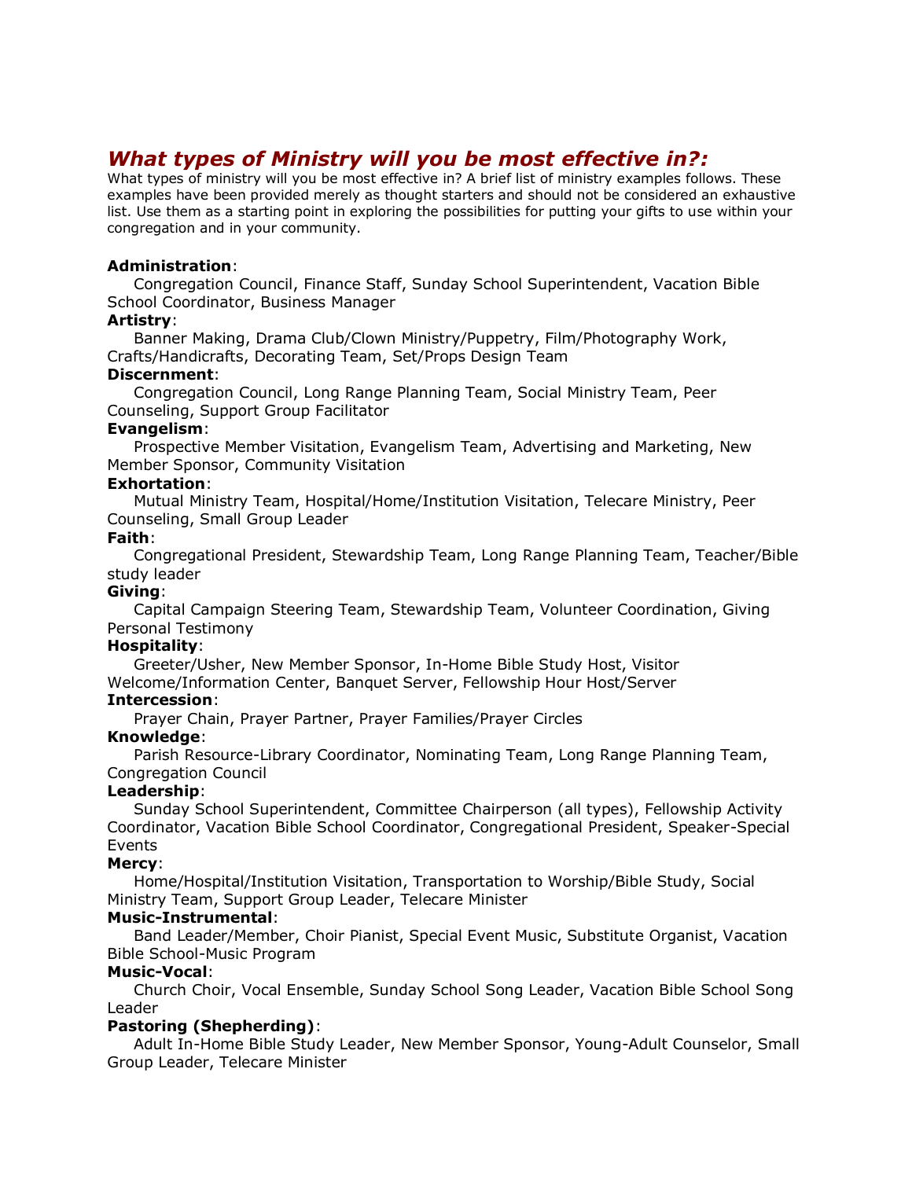## *What types of Ministry will you be most effective in?:*

What types of ministry will you be most effective in? A brief list of ministry examples follows. These examples have been provided merely as thought starters and should not be considered an exhaustive list. Use them as a starting point in exploring the possibilities for putting your gifts to use within your congregation and in your community.

**Administration**:
Congregation Council, Finance Staff, Sunday School Superintendent, Vacation Bible School Coordinator, Business Manager

**Artistry**:
Banner Making, Drama Club/Clown Ministry/Puppetry, Film/Photography Work, Crafts/Handicrafts, Decorating Team, Set/Props Design Team

**Discernment**:
Congregation Council, Long Range Planning Team, Social Ministry Team, Peer Counseling, Support Group Facilitator

**Evangelism**:
Prospective Member Visitation, Evangelism Team, Advertising and Marketing, New Member Sponsor, Community Visitation

**Exhortation**:
Mutual Ministry Team, Hospital/Home/Institution Visitation, Telecare Ministry, Peer Counseling, Small Group Leader

**Faith**:
Congregational President, Stewardship Team, Long Range Planning Team, Teacher/Bible study leader

**Giving**:
Capital Campaign Steering Team, Stewardship Team, Volunteer Coordination, Giving Personal Testimony

**Hospitality**:
Greeter/Usher, New Member Sponsor, In-Home Bible Study Host, Visitor Welcome/Information Center, Banquet Server, Fellowship Hour Host/Server

**Intercession**:
Prayer Chain, Prayer Partner, Prayer Families/Prayer Circles

**Knowledge**:
Parish Resource-Library Coordinator, Nominating Team, Long Range Planning Team, Congregation Council

**Leadership**:
Sunday School Superintendent, Committee Chairperson (all types), Fellowship Activity Coordinator, Vacation Bible School Coordinator, Congregational President, Speaker-Special Events

**Mercy**:
Home/Hospital/Institution Visitation, Transportation to Worship/Bible Study, Social Ministry Team, Support Group Leader, Telecare Minister

**Music-Instrumental**:
Band Leader/Member, Choir Pianist, Special Event Music, Substitute Organist, Vacation Bible School-Music Program

**Music-Vocal**:
Church Choir, Vocal Ensemble, Sunday School Song Leader, Vacation Bible School Song Leader

**Pastoring (Shepherding)**:
Adult In-Home Bible Study Leader, New Member Sponsor, Young-Adult Counselor, Small Group Leader, Telecare Minister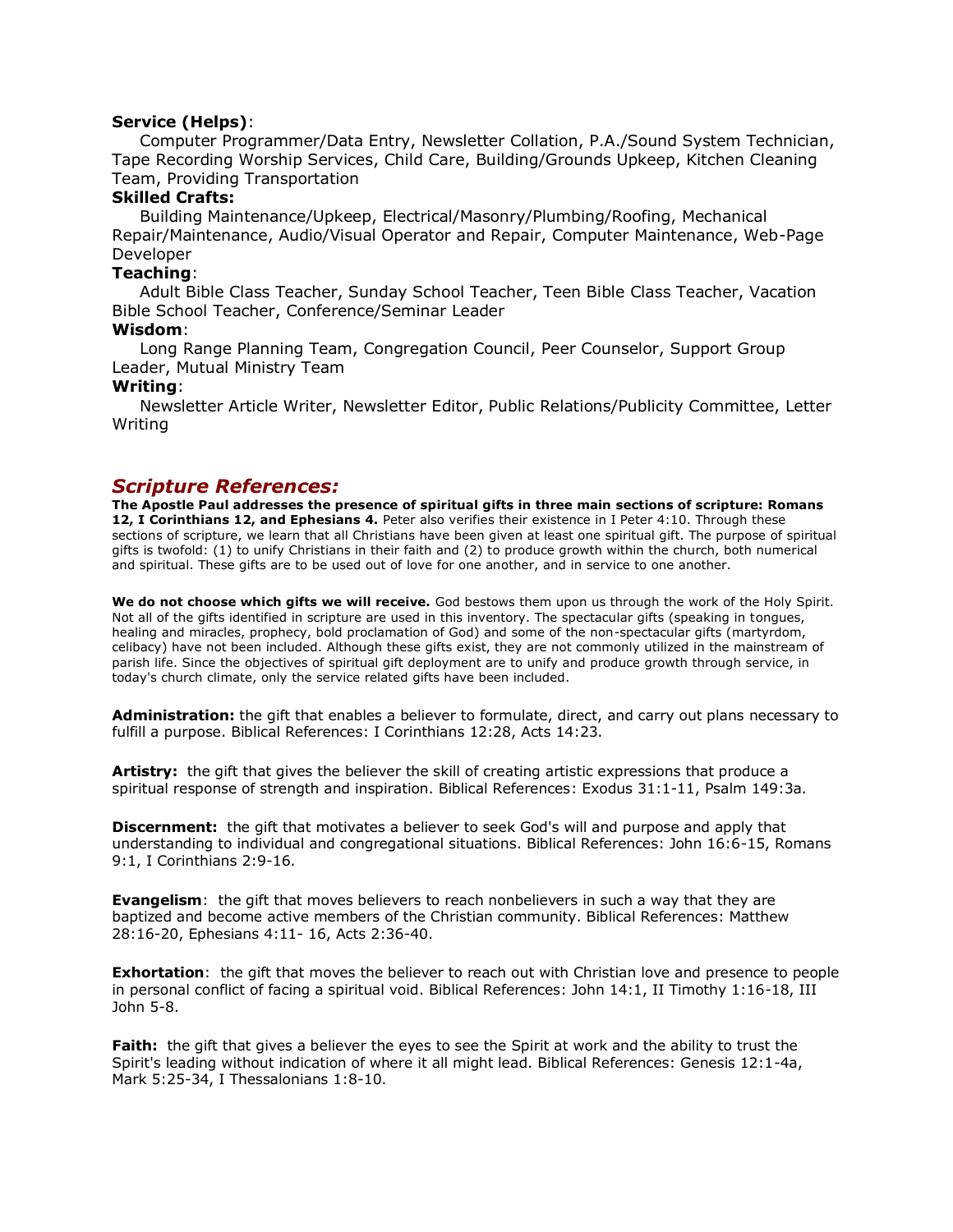**Service (Helps)**:

Computer Programmer/Data Entry, Newsletter Collation, P.A./Sound System Technician, Tape Recording Worship Services, Child Care, Building/Grounds Upkeep, Kitchen Cleaning Team, Providing Transportation

**Skilled Crafts:**

Building Maintenance/Upkeep, Electrical/Masonry/Plumbing/Roofing, Mechanical Repair/Maintenance, Audio/Visual Operator and Repair, Computer Maintenance, Web-Page Developer

**Teaching**:

Adult Bible Class Teacher, Sunday School Teacher, Teen Bible Class Teacher, Vacation Bible School Teacher, Conference/Seminar Leader

**Wisdom**:

Long Range Planning Team, Congregation Council, Peer Counselor, Support Group Leader, Mutual Ministry Team

**Writing**:

Newsletter Article Writer, Newsletter Editor, Public Relations/Publicity Committee, Letter Writing

## *Scripture References:*

**The Apostle Paul addresses the presence of spiritual gifts in three main sections of scripture: Romans 12, I Corinthians 12, and Ephesians 4.** Peter also verifies their existence in I Peter 4:10. Through these sections of scripture, we learn that all Christians have been given at least one spiritual gift. The purpose of spiritual gifts is twofold: (1) to unify Christians in their faith and (2) to produce growth within the church, both numerical and spiritual. These gifts are to be used out of love for one another, and in service to one another.

**We do not choose which gifts we will receive.** God bestows them upon us through the work of the Holy Spirit. Not all of the gifts identified in scripture are used in this inventory. The spectacular gifts (speaking in tongues, healing and miracles, prophecy, bold proclamation of God) and some of the non-spectacular gifts (martyrdom, celibacy) have not been included. Although these gifts exist, they are not commonly utilized in the mainstream of parish life. Since the objectives of spiritual gift deployment are to unify and produce growth through service, in today's church climate, only the service related gifts have been included.

**Administration:** the gift that enables a believer to formulate, direct, and carry out plans necessary to fulfill a purpose. Biblical References: I Corinthians 12:28, Acts 14:23.

**Artistry:** the gift that gives the believer the skill of creating artistic expressions that produce a spiritual response of strength and inspiration. Biblical References: Exodus 31:1-11, Psalm 149:3a.

**Discernment:** the gift that motivates a believer to seek God's will and purpose and apply that understanding to individual and congregational situations. Biblical References: John 16:6-15, Romans 9:1, I Corinthians 2:9-16.

**Evangelism**: the gift that moves believers to reach nonbelievers in such a way that they are baptized and become active members of the Christian community. Biblical References: Matthew 28:16-20, Ephesians 4:11- 16, Acts 2:36-40.

**Exhortation**: the gift that moves the believer to reach out with Christian love and presence to people in personal conflict of facing a spiritual void. Biblical References: John 14:1, II Timothy 1:16-18, III John 5-8.

**Faith:** the gift that gives a believer the eyes to see the Spirit at work and the ability to trust the Spirit's leading without indication of where it all might lead. Biblical References: Genesis 12:1-4a, Mark 5:25-34, I Thessalonians 1:8-10.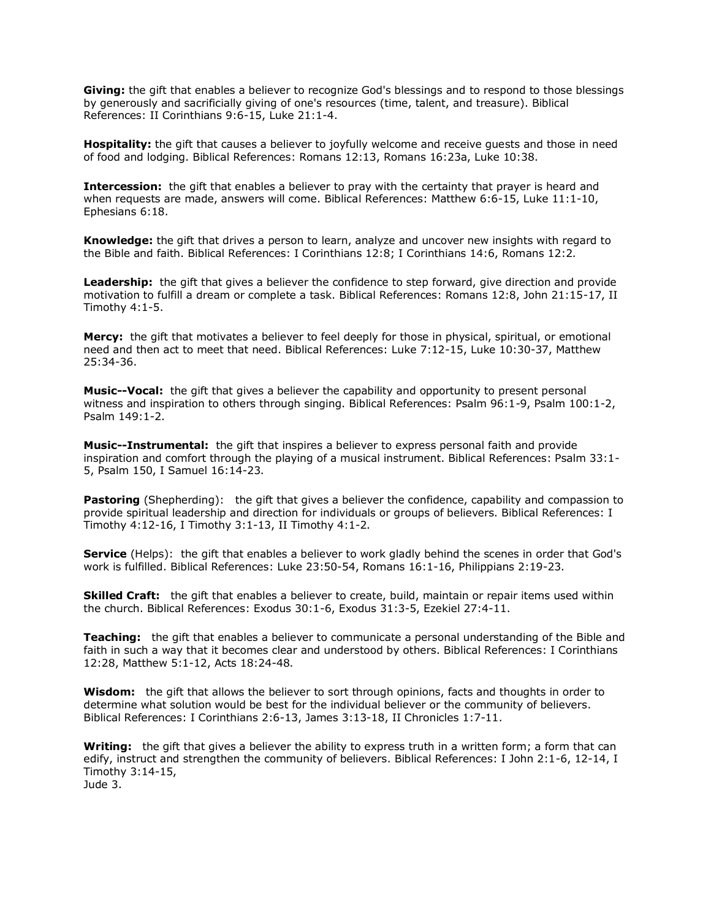**Giving:** the gift that enables a believer to recognize God's blessings and to respond to those blessings by generously and sacrificially giving of one's resources (time, talent, and treasure). Biblical References: II Corinthians 9:6-15, Luke 21:1-4.

**Hospitality:** the gift that causes a believer to joyfully welcome and receive guests and those in need of food and lodging. Biblical References: Romans 12:13, Romans 16:23a, Luke 10:38.

**Intercession:** the gift that enables a believer to pray with the certainty that prayer is heard and when requests are made, answers will come. Biblical References: Matthew 6:6-15, Luke 11:1-10, Ephesians 6:18.

**Knowledge:** the gift that drives a person to learn, analyze and uncover new insights with regard to the Bible and faith. Biblical References: I Corinthians 12:8; I Corinthians 14:6, Romans 12:2.

**Leadership:** the gift that gives a believer the confidence to step forward, give direction and provide motivation to fulfill a dream or complete a task. Biblical References: Romans 12:8, John 21:15-17, II Timothy 4:1-5.

**Mercy:** the gift that motivates a believer to feel deeply for those in physical, spiritual, or emotional need and then act to meet that need. Biblical References: Luke 7:12-15, Luke 10:30-37, Matthew 25:34-36.

**Music--Vocal:** the gift that gives a believer the capability and opportunity to present personal witness and inspiration to others through singing. Biblical References: Psalm 96:1-9, Psalm 100:1-2, Psalm 149:1-2.

**Music--Instrumental:** the gift that inspires a believer to express personal faith and provide inspiration and comfort through the playing of a musical instrument. Biblical References: Psalm 33:1-5, Psalm 150, I Samuel 16:14-23.

**Pastoring** (Shepherding): the gift that gives a believer the confidence, capability and compassion to provide spiritual leadership and direction for individuals or groups of believers. Biblical References: I Timothy 4:12-16, I Timothy 3:1-13, II Timothy 4:1-2.

**Service** (Helps): the gift that enables a believer to work gladly behind the scenes in order that God's work is fulfilled. Biblical References: Luke 23:50-54, Romans 16:1-16, Philippians 2:19-23.

**Skilled Craft:** the gift that enables a believer to create, build, maintain or repair items used within the church. Biblical References: Exodus 30:1-6, Exodus 31:3-5, Ezekiel 27:4-11.

**Teaching:** the gift that enables a believer to communicate a personal understanding of the Bible and faith in such a way that it becomes clear and understood by others. Biblical References: I Corinthians 12:28, Matthew 5:1-12, Acts 18:24-48.

**Wisdom:** the gift that allows the believer to sort through opinions, facts and thoughts in order to determine what solution would be best for the individual believer or the community of believers. Biblical References: I Corinthians 2:6-13, James 3:13-18, II Chronicles 1:7-11.

**Writing:** the gift that gives a believer the ability to express truth in a written form; a form that can edify, instruct and strengthen the community of believers. Biblical References: I John 2:1-6, 12-14, I Timothy 3:14-15,
Jude 3.